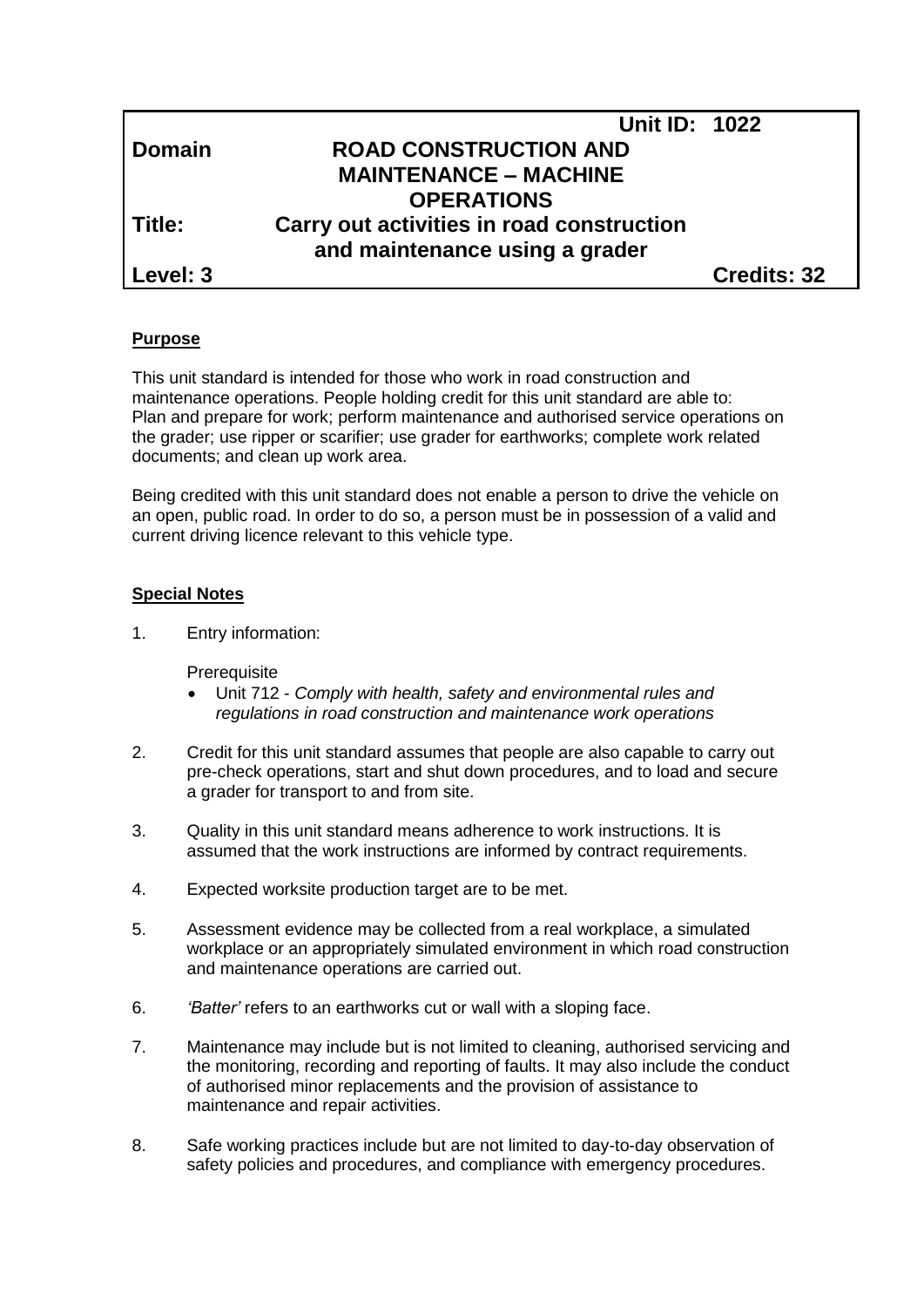| | | |
|---|---|---|
| | **Unit ID: 1022** | |
| **Domain** | **ROAD CONSTRUCTION AND MAINTENANCE – MACHINE OPERATIONS** | |
| **Title:** | **Carry out activities in road construction and maintenance using a grader** | |
| **Level: 3** | | **Credits: 32** |

## Purpose

This unit standard is intended for those who work in road construction and maintenance operations. People holding credit for this unit standard are able to: Plan and prepare for work; perform maintenance and authorised service operations on the grader; use ripper or scarifier; use grader for earthworks; complete work related documents; and clean up work area.

Being credited with this unit standard does not enable a person to drive the vehicle on an open, public road. In order to do so, a person must be in possession of a valid and current driving licence relevant to this vehicle type.

## Special Notes

1. Entry information:

   Prerequisite
   - Unit 712 - *Comply with health, safety and environmental rules and regulations in road construction and maintenance work operations*

2. Credit for this unit standard assumes that people are also capable to carry out pre-check operations, start and shut down procedures, and to load and secure a grader for transport to and from site.

3. Quality in this unit standard means adherence to work instructions. It is assumed that the work instructions are informed by contract requirements.

4. Expected worksite production target are to be met.

5. Assessment evidence may be collected from a real workplace, a simulated workplace or an appropriately simulated environment in which road construction and maintenance operations are carried out.

6. *'Batter'* refers to an earthworks cut or wall with a sloping face.

7. Maintenance may include but is not limited to cleaning, authorised servicing and the monitoring, recording and reporting of faults. It may also include the conduct of authorised minor replacements and the provision of assistance to maintenance and repair activities.

8. Safe working practices include but are not limited to day-to-day observation of safety policies and procedures, and compliance with emergency procedures.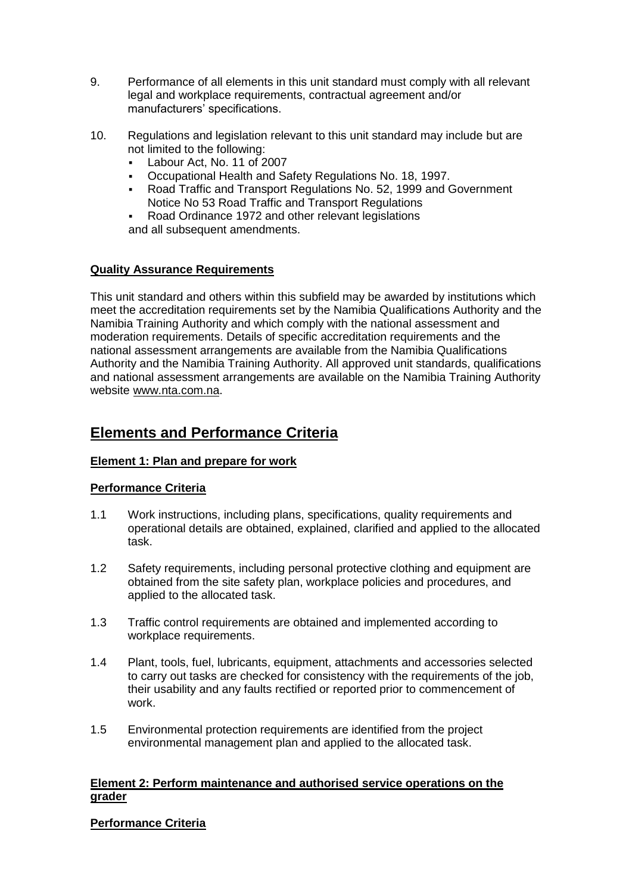9. Performance of all elements in this unit standard must comply with all relevant legal and workplace requirements, contractual agreement and/or manufacturers' specifications.

10. Regulations and legislation relevant to this unit standard may include but are not limited to the following:
    - Labour Act, No. 11 of 2007
    - Occupational Health and Safety Regulations No. 18, 1997.
    - Road Traffic and Transport Regulations No. 52, 1999 and Government Notice No 53 Road Traffic and Transport Regulations
    - Road Ordinance 1972 and other relevant legislations

    and all subsequent amendments.

**Quality Assurance Requirements**

This unit standard and others within this subfield may be awarded by institutions which meet the accreditation requirements set by the Namibia Qualifications Authority and the Namibia Training Authority and which comply with the national assessment and moderation requirements. Details of specific accreditation requirements and the national assessment arrangements are available from the Namibia Qualifications Authority and the Namibia Training Authority. All approved unit standards, qualifications and national assessment arrangements are available on the Namibia Training Authority website www.nta.com.na.

## Elements and Performance Criteria

**Element 1: Plan and prepare for work**

**Performance Criteria**

1.1 Work instructions, including plans, specifications, quality requirements and operational details are obtained, explained, clarified and applied to the allocated task.

1.2 Safety requirements, including personal protective clothing and equipment are obtained from the site safety plan, workplace policies and procedures, and applied to the allocated task.

1.3 Traffic control requirements are obtained and implemented according to workplace requirements.

1.4 Plant, tools, fuel, lubricants, equipment, attachments and accessories selected to carry out tasks are checked for consistency with the requirements of the job, their usability and any faults rectified or reported prior to commencement of work.

1.5 Environmental protection requirements are identified from the project environmental management plan and applied to the allocated task.

**Element 2: Perform maintenance and authorised service operations on the grader**

**Performance Criteria**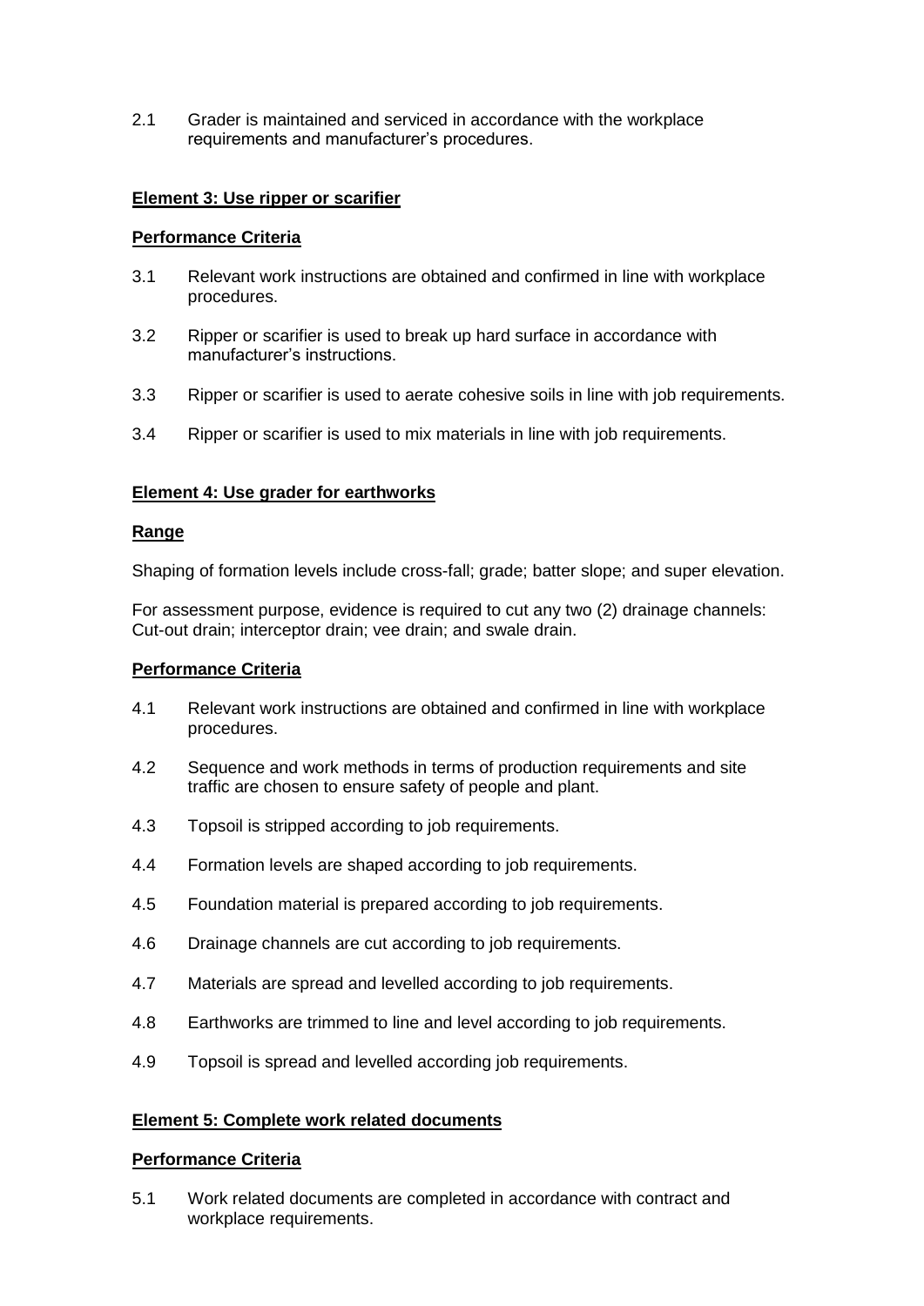2.1 Grader is maintained and serviced in accordance with the workplace requirements and manufacturer's procedures.

**Element 3: Use ripper or scarifier**

**Performance Criteria**

3.1 Relevant work instructions are obtained and confirmed in line with workplace procedures.

3.2 Ripper or scarifier is used to break up hard surface in accordance with manufacturer's instructions.

3.3 Ripper or scarifier is used to aerate cohesive soils in line with job requirements.

3.4 Ripper or scarifier is used to mix materials in line with job requirements.

**Element 4: Use grader for earthworks**

**Range**

Shaping of formation levels include cross-fall; grade; batter slope; and super elevation.

For assessment purpose, evidence is required to cut any two (2) drainage channels: Cut-out drain; interceptor drain; vee drain; and swale drain.

**Performance Criteria**

4.1 Relevant work instructions are obtained and confirmed in line with workplace procedures.

4.2 Sequence and work methods in terms of production requirements and site traffic are chosen to ensure safety of people and plant.

4.3 Topsoil is stripped according to job requirements.

4.4 Formation levels are shaped according to job requirements.

4.5 Foundation material is prepared according to job requirements.

4.6 Drainage channels are cut according to job requirements.

4.7 Materials are spread and levelled according to job requirements.

4.8 Earthworks are trimmed to line and level according to job requirements.

4.9 Topsoil is spread and levelled according job requirements.

**Element 5: Complete work related documents**

**Performance Criteria**

5.1 Work related documents are completed in accordance with contract and workplace requirements.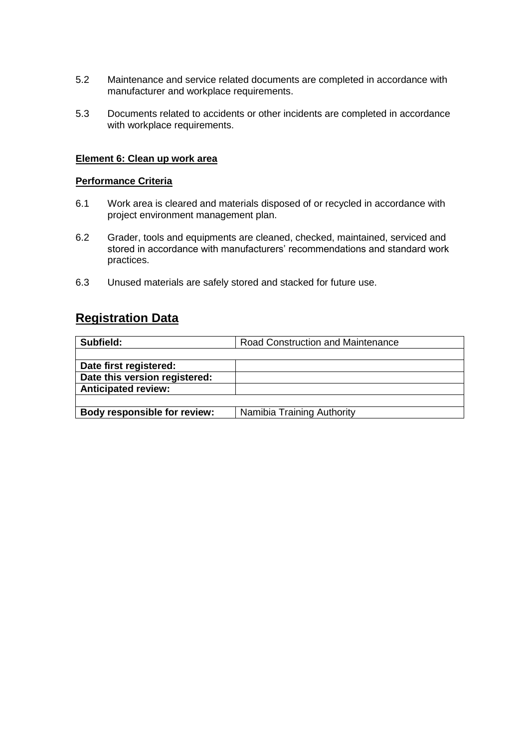5.2 Maintenance and service related documents are completed in accordance with manufacturer and workplace requirements.

5.3 Documents related to accidents or other incidents are completed in accordance with workplace requirements.

**Element 6: Clean up work area**

**Performance Criteria**

6.1 Work area is cleared and materials disposed of or recycled in accordance with project environment management plan.

6.2 Grader, tools and equipments are cleaned, checked, maintained, serviced and stored in accordance with manufacturers' recommendations and standard work practices.

6.3 Unused materials are safely stored and stacked for future use.

## Registration Data

| | |
|---|---|
| **Subfield:** | Road Construction and Maintenance |
| | |
| **Date first registered:** | |
| **Date this version registered:** | |
| **Anticipated review:** | |
| | |
| **Body responsible for review:** | Namibia Training Authority |